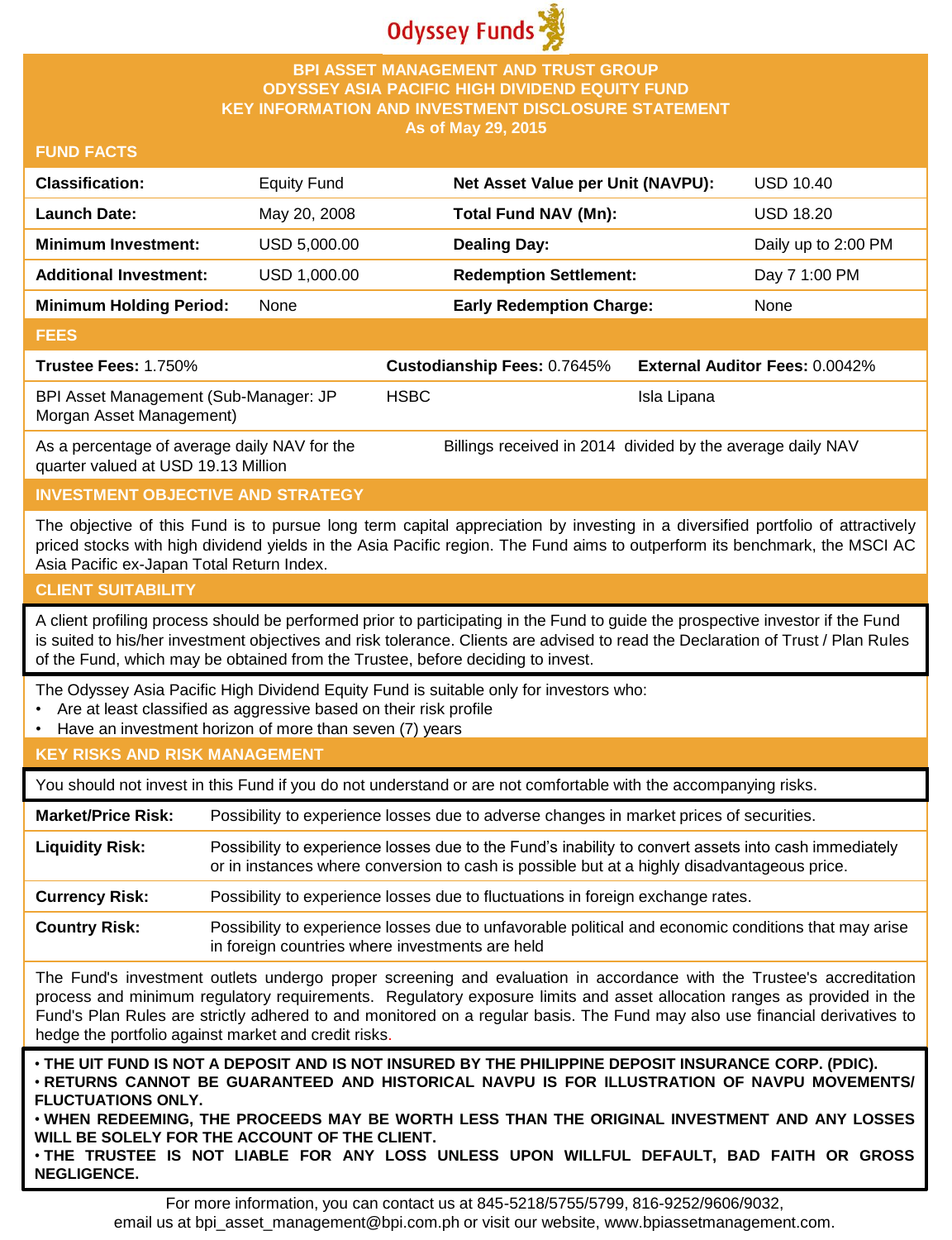Odyssey Funds

# BPI ASSET MANAGEMENT AND TRUST GROUP
# ODYSSEY ASIA PACIFIC HIGH DIVIDEND EQUITY FUND
## KEY INFORMATION AND INVESTMENT DISCLOSURE STATEMENT
### As of May 29, 2015

## FUND FACTS

| | | | |
|---|---|---|---|
| **Classification:** | Equity Fund | **Net Asset Value per Unit (NAVPU):** | USD 10.40 |
| **Launch Date:** | May 20, 2008 | **Total Fund NAV (Mn):** | USD 18.20 |
| **Minimum Investment:** | USD 5,000.00 | **Dealing Day:** | Daily up to 2:00 PM |
| **Additional Investment:** | USD 1,000.00 | **Redemption Settlement:** | Day 7 1:00 PM |
| **Minimum Holding Period:** | None | **Early Redemption Charge:** | None |

## FEES

| | | |
|---|---|---|
| **Trustee Fees:** 1.750% | **Custodianship Fees:** 0.7645% | **External Auditor Fees:** 0.0042% |
| BPI Asset Management (Sub-Manager: JP Morgan Asset Management) | HSBC | Isla Lipana |
| As a percentage of average daily NAV for the quarter valued at USD 19.13 Million | Billings received in 2014 divided by the average daily NAV | |

## INVESTMENT OBJECTIVE AND STRATEGY

The objective of this Fund is to pursue long term capital appreciation by investing in a diversified portfolio of attractively priced stocks with high dividend yields in the Asia Pacific region. The Fund aims to outperform its benchmark, the MSCI AC Asia Pacific ex-Japan Total Return Index.

## CLIENT SUITABILITY

A client profiling process should be performed prior to participating in the Fund to guide the prospective investor if the Fund is suited to his/her investment objectives and risk tolerance. Clients are advised to read the Declaration of Trust / Plan Rules of the Fund, which may be obtained from the Trustee, before deciding to invest.

The Odyssey Asia Pacific High Dividend Equity Fund is suitable only for investors who:

- Are at least classified as aggressive based on their risk profile
- Have an investment horizon of more than seven (7) years

## KEY RISKS AND RISK MANAGEMENT

You should not invest in this Fund if you do not understand or are not comfortable with the accompanying risks.

| | |
|---|---|
| **Market/Price Risk:** | Possibility to experience losses due to adverse changes in market prices of securities. |
| **Liquidity Risk:** | Possibility to experience losses due to the Fund's inability to convert assets into cash immediately or in instances where conversion to cash is possible but at a highly disadvantageous price. |
| **Currency Risk:** | Possibility to experience losses due to fluctuations in foreign exchange rates. |
| **Country Risk:** | Possibility to experience losses due to unfavorable political and economic conditions that may arise in foreign countries where investments are held |

The Fund's investment outlets undergo proper screening and evaluation in accordance with the Trustee's accreditation process and minimum regulatory requirements. Regulatory exposure limits and asset allocation ranges as provided in the Fund's Plan Rules are strictly adhered to and monitored on a regular basis. The Fund may also use financial derivatives to hedge the portfolio against market and credit risks.

**• THE UIT FUND IS NOT A DEPOSIT AND IS NOT INSURED BY THE PHILIPPINE DEPOSIT INSURANCE CORP. (PDIC).**
**• RETURNS CANNOT BE GUARANTEED AND HISTORICAL NAVPU IS FOR ILLUSTRATION OF NAVPU MOVEMENTS/ FLUCTUATIONS ONLY.**
**• WHEN REDEEMING, THE PROCEEDS MAY BE WORTH LESS THAN THE ORIGINAL INVESTMENT AND ANY LOSSES WILL BE SOLELY FOR THE ACCOUNT OF THE CLIENT.**
**• THE TRUSTEE IS NOT LIABLE FOR ANY LOSS UNLESS UPON WILLFUL DEFAULT, BAD FAITH OR GROSS NEGLIGENCE.**

For more information, you can contact us at 845-5218/5755/5799, 816-9252/9606/9032, email us at bpi_asset_management@bpi.com.ph or visit our website, www.bpiassetmanagement.com.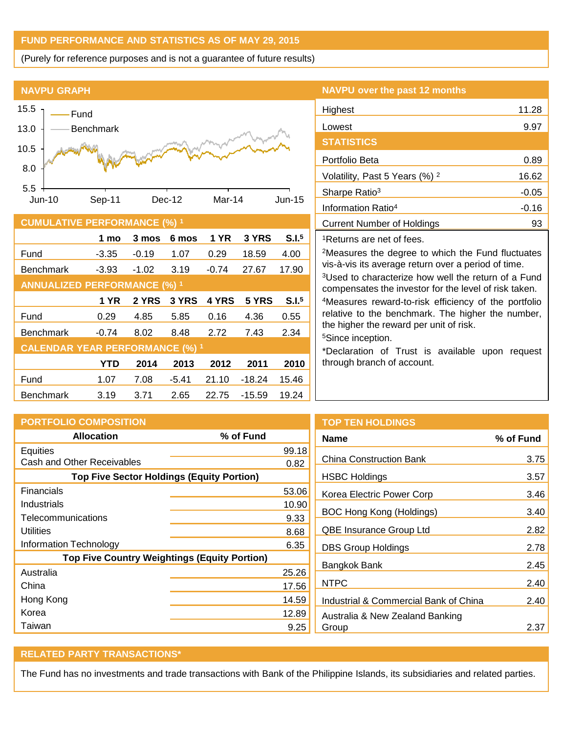## FUND PERFORMANCE AND STATISTICS AS OF MAY 29, 2015

(Purely for reference purposes and is not a guarantee of future results)

### NAVPU GRAPH

15.5
13.0
10.5
8.0
5.5

Fund
Benchmark

Jun-10 Sep-11 Dec-12 Mar-14 Jun-15

### CUMULATIVE PERFORMANCE (%) [1]

| | 1 mo | 3 mos | 6 mos | 1 YR | 3 YRS | S.I.[5] |
|---|---|---|---|---|---|---|
| Fund | -3.35 | -0.19 | 1.07 | 0.29 | 18.59 | 4.00 |
| Benchmark | -3.93 | -1.02 | 3.19 | -0.74 | 27.67 | 17.90 |

### ANNUALIZED PERFORMANCE (%) [1]

| | 1 YR | 2 YRS | 3 YRS | 4 YRS | 5 YRS | S.I.[5] |
|---|---|---|---|---|---|---|
| Fund | 0.29 | 4.85 | 5.85 | 0.16 | 4.36 | 0.55 |
| Benchmark | -0.74 | 8.02 | 8.48 | 2.72 | 7.43 | 2.34 |

### CALENDAR YEAR PERFORMANCE (%) [1]

| | YTD | 2014 | 2013 | 2012 | 2011 | 2010 |
|---|---|---|---|---|---|---|
| Fund | 1.07 | 7.08 | -5.41 | 21.10 | -18.24 | 15.46 |
| Benchmark | 3.19 | 3.71 | 2.65 | 22.75 | -15.59 | 19.24 |

### NAVPU over the past 12 months

| | |
|---|---|
| Highest | 11.28 |
| Lowest | 9.97 |

### STATISTICS

| | |
|---|---|
| Portfolio Beta | 0.89 |
| Volatility, Past 5 Years (%) [2] | 16.62 |
| Sharpe Ratio[3] | -0.05 |
| Information Ratio[4] | -0.16 |
| Current Number of Holdings | 93 |

[1]Returns are net of fees.

[2]Measures the degree to which the Fund fluctuates vis-à-vis its average return over a period of time.

[3]Used to characterize how well the return of a Fund compensates the investor for the level of risk taken.

[4]Measures reward-to-risk efficiency of the portfolio relative to the benchmark. The higher the number, the higher the reward per unit of risk.

[5]Since inception.

*Declaration of Trust is available upon request through branch of account.

### PORTFOLIO COMPOSITION

| Allocation | % of Fund |
|---|---|
| Equities | 99.18 |
| Cash and Other Receivables | 0.82 |
| **Top Five Sector Holdings (Equity Portion)** | |
| Financials | 53.06 |
| Industrials | 10.90 |
| Telecommunications | 9.33 |
| Utilities | 8.68 |
| Information Technology | 6.35 |
| **Top Five Country Weightings (Equity Portion)** | |
| Australia | 25.26 |
| China | 17.56 |
| Hong Kong | 14.59 |
| Korea | 12.89 |
| Taiwan | 9.25 |

### TOP TEN HOLDINGS

| Name | % of Fund |
|---|---|
| China Construction Bank | 3.75 |
| HSBC Holdings | 3.57 |
| Korea Electric Power Corp | 3.46 |
| BOC Hong Kong (Holdings) | 3.40 |
| QBE Insurance Group Ltd | 2.82 |
| DBS Group Holdings | 2.78 |
| Bangkok Bank | 2.45 |
| NTPC | 2.40 |
| Industrial & Commercial Bank of China | 2.40 |
| Australia & New Zealand Banking Group | 2.37 |

### RELATED PARTY TRANSACTIONS*

The Fund has no investments and trade transactions with Bank of the Philippine Islands, its subsidiaries and related parties.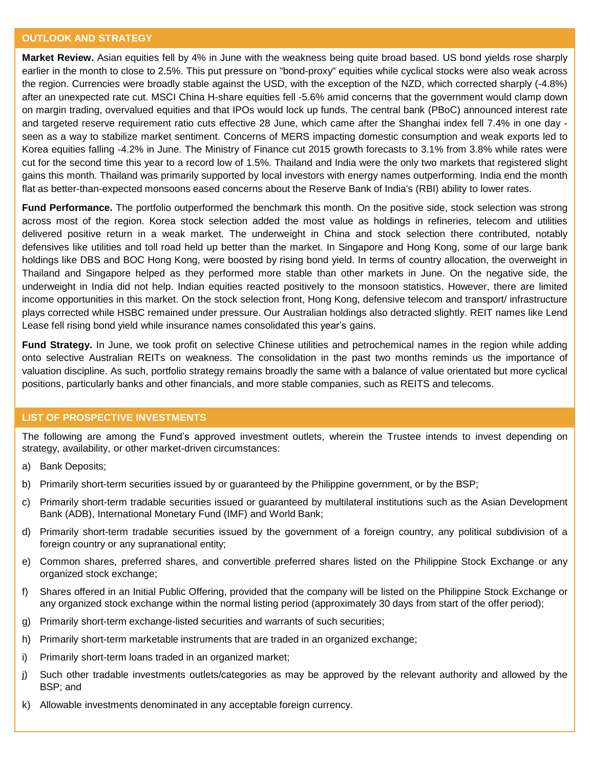## OUTLOOK AND STRATEGY

**Market Review.** Asian equities fell by 4% in June with the weakness being quite broad based. US bond yields rose sharply earlier in the month to close to 2.5%. This put pressure on "bond-proxy" equities while cyclical stocks were also weak across the region. Currencies were broadly stable against the USD, with the exception of the NZD, which corrected sharply (-4.8%) after an unexpected rate cut. MSCI China H-share equities fell -5.6% amid concerns that the government would clamp down on margin trading, overvalued equities and that IPOs would lock up funds. The central bank (PBoC) announced interest rate and targeted reserve requirement ratio cuts effective 28 June, which came after the Shanghai index fell 7.4% in one day - seen as a way to stabilize market sentiment. Concerns of MERS impacting domestic consumption and weak exports led to Korea equities falling -4.2% in June. The Ministry of Finance cut 2015 growth forecasts to 3.1% from 3.8% while rates were cut for the second time this year to a record low of 1.5%. Thailand and India were the only two markets that registered slight gains this month. Thailand was primarily supported by local investors with energy names outperforming. India end the month flat as better-than-expected monsoons eased concerns about the Reserve Bank of India's (RBI) ability to lower rates.

**Fund Performance.** The portfolio outperformed the benchmark this month. On the positive side, stock selection was strong across most of the region. Korea stock selection added the most value as holdings in refineries, telecom and utilities delivered positive return in a weak market. The underweight in China and stock selection there contributed, notably defensives like utilities and toll road held up better than the market. In Singapore and Hong Kong, some of our large bank holdings like DBS and BOC Hong Kong, were boosted by rising bond yield. In terms of country allocation, the overweight in Thailand and Singapore helped as they performed more stable than other markets in June. On the negative side, the underweight in India did not help. Indian equities reacted positively to the monsoon statistics. However, there are limited income opportunities in this market. On the stock selection front, Hong Kong, defensive telecom and transport/ infrastructure plays corrected while HSBC remained under pressure. Our Australian holdings also detracted slightly. REIT names like Lend Lease fell rising bond yield while insurance names consolidated this year's gains.

**Fund Strategy.** In June, we took profit on selective Chinese utilities and petrochemical names in the region while adding onto selective Australian REITs on weakness. The consolidation in the past two months reminds us the importance of valuation discipline. As such, portfolio strategy remains broadly the same with a balance of value orientated but more cyclical positions, particularly banks and other financials, and more stable companies, such as REITS and telecoms.

## LIST OF PROSPECTIVE INVESTMENTS

The following are among the Fund's approved investment outlets, wherein the Trustee intends to invest depending on strategy, availability, or other market-driven circumstances:

a) Bank Deposits;

b) Primarily short-term securities issued by or guaranteed by the Philippine government, or by the BSP;

c) Primarily short-term tradable securities issued or guaranteed by multilateral institutions such as the Asian Development Bank (ADB), International Monetary Fund (IMF) and World Bank;

d) Primarily short-term tradable securities issued by the government of a foreign country, any political subdivision of a foreign country or any supranational entity;

e) Common shares, preferred shares, and convertible preferred shares listed on the Philippine Stock Exchange or any organized stock exchange;

f) Shares offered in an Initial Public Offering, provided that the company will be listed on the Philippine Stock Exchange or any organized stock exchange within the normal listing period (approximately 30 days from start of the offer period);

g) Primarily short-term exchange-listed securities and warrants of such securities;

h) Primarily short-term marketable instruments that are traded in an organized exchange;

i) Primarily short-term loans traded in an organized market;

j) Such other tradable investments outlets/categories as may be approved by the relevant authority and allowed by the BSP; and

k) Allowable investments denominated in any acceptable foreign currency.